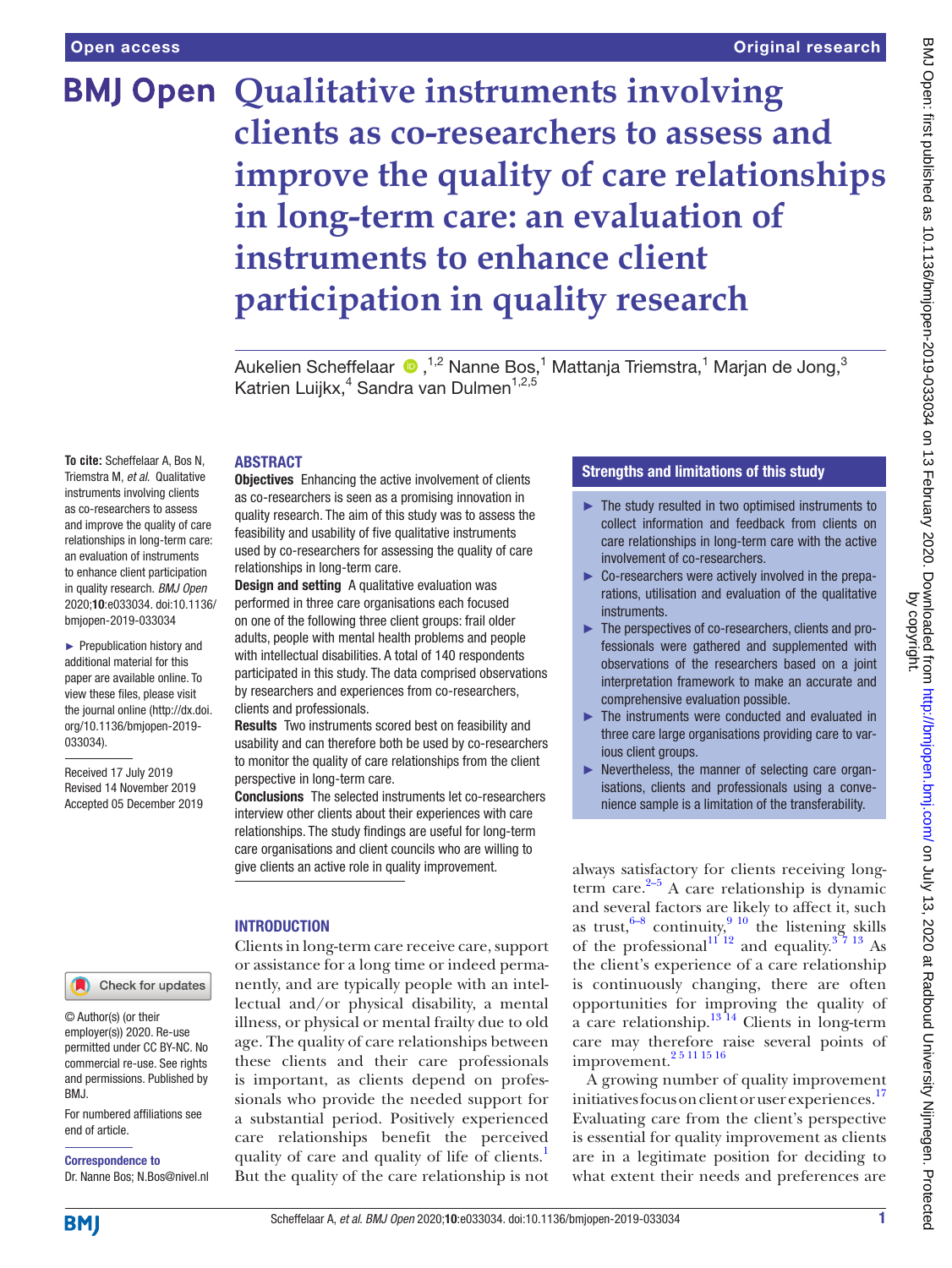# Qualitative instruments involving clients as co-researchers to assess and improve the quality of care relationships in long-term care: an evaluation of instruments to enhance client participation in quality research

Aukelien Scheffelaar,[1,2] Nanne Bos,[1] Mattanja Triemstra,[1] Marjan de Jong,[3] Katrien Luijkx,[4] Sandra van Dulmen[1,2,5]

**To cite:** Scheffelaar A, Bos N, Triemstra M, *et al.* Qualitative instruments involving clients as co-researchers to assess and improve the quality of care relationships in long-term care: an evaluation of instruments to enhance client participation in quality research. *BMJ Open* 2020;**10**:e033034. doi:10.1136/bmjopen-2019-033034

► Prepublication history and additional material for this paper are available online. To view these files, please visit the journal online (http://dx.doi.org/10.1136/bmjopen-2019-033034).

Received 17 July 2019
Revised 14 November 2019
Accepted 05 December 2019

© Author(s) (or their employer(s)) 2020. Re-use permitted under CC BY-NC. No commercial re-use. See rights and permissions. Published by BMJ.

For numbered affiliations see end of article.

**Correspondence to**
Dr. Nanne Bos; N.Bos@nivel.nl

## ABSTRACT

**Objectives** Enhancing the active involvement of clients as co-researchers is seen as a promising innovation in quality research. The aim of this study was to assess the feasibility and usability of five qualitative instruments used by co-researchers for assessing the quality of care relationships in long-term care.

**Design and setting** A qualitative evaluation was performed in three care organisations each focused on one of the following three client groups: frail older adults, people with mental health problems and people with intellectual disabilities. A total of 140 respondents participated in this study. The data comprised observations by researchers and experiences from co-researchers, clients and professionals.

**Results** Two instruments scored best on feasibility and usability and can therefore both be used by co-researchers to monitor the quality of care relationships from the client perspective in long-term care.

**Conclusions** The selected instruments let co-researchers interview other clients about their experiences with care relationships. The study findings are useful for long-term care organisations and client councils who are willing to give clients an active role in quality improvement.

## Strengths and limitations of this study

- ► The study resulted in two optimised instruments to collect information and feedback from clients on care relationships in long-term care with the active involvement of co-researchers.
- ► Co-researchers were actively involved in the preparations, utilisation and evaluation of the qualitative instruments.
- ► The perspectives of co-researchers, clients and professionals were gathered and supplemented with observations of the researchers based on a joint interpretation framework to make an accurate and comprehensive evaluation possible.
- ► The instruments were conducted and evaluated in three care large organisations providing care to various client groups.
- ► Nevertheless, the manner of selecting care organisations, clients and professionals using a convenience sample is a limitation of the transferability.

## INTRODUCTION

Clients in long-term care receive care, support or assistance for a long time or indeed permanently, and are typically people with an intellectual and/or physical disability, a mental illness, or physical or mental frailty due to old age. The quality of care relationships between these clients and their care professionals is important, as clients depend on professionals who provide the needed support for a substantial period. Positively experienced care relationships benefit the perceived quality of care and quality of life of clients.[1] But the quality of the care relationship is not always satisfactory for clients receiving long-term care.[2–5] A care relationship is dynamic and several factors are likely to affect it, such as trust,[6–8] continuity,[9 10] the listening skills of the professional[11 12] and equality.[3 7 13] As the client's experience of a care relationship is continuously changing, there are often opportunities for improving the quality of a care relationship.[13 14] Clients in long-term care may therefore raise several points of improvement.[2 5 11 15 16]

A growing number of quality improvement initiatives focus on client or user experiences.[17] Evaluating care from the client's perspective is essential for quality improvement as clients are in a legitimate position for deciding to what extent their needs and preferences are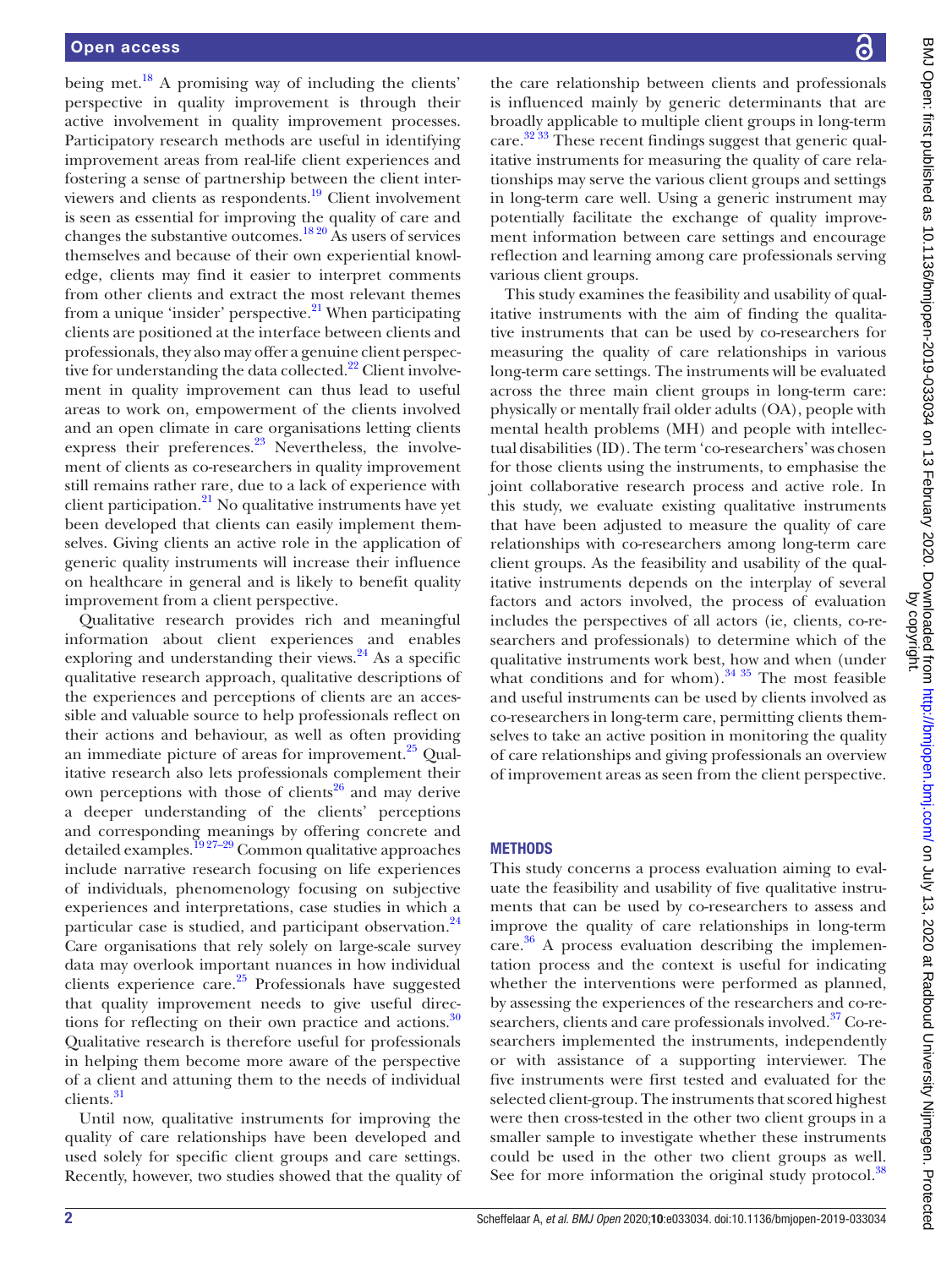being met.[18] A promising way of including the clients' perspective in quality improvement is through their active involvement in quality improvement processes. Participatory research methods are useful in identifying improvement areas from real-life client experiences and fostering a sense of partnership between the client interviewers and clients as respondents.[19] Client involvement is seen as essential for improving the quality of care and changes the substantive outcomes.[18,20] As users of services themselves and because of their own experiential knowledge, clients may find it easier to interpret comments from other clients and extract the most relevant themes from a unique 'insider' perspective.[21] When participating clients are positioned at the interface between clients and professionals, they also may offer a genuine client perspective for understanding the data collected.[22] Client involvement in quality improvement can thus lead to useful areas to work on, empowerment of the clients involved and an open climate in care organisations letting clients express their preferences.[23] Nevertheless, the involvement of clients as co-researchers in quality improvement still remains rather rare, due to a lack of experience with client participation.[21] No qualitative instruments have yet been developed that clients can easily implement themselves. Giving clients an active role in the application of generic quality instruments will increase their influence on healthcare in general and is likely to benefit quality improvement from a client perspective.

Qualitative research provides rich and meaningful information about client experiences and enables exploring and understanding their views.[24] As a specific qualitative research approach, qualitative descriptions of the experiences and perceptions of clients are an accessible and valuable source to help professionals reflect on their actions and behaviour, as well as often providing an immediate picture of areas for improvement.[25] Qualitative research also lets professionals complement their own perceptions with those of clients[26] and may derive a deeper understanding of the clients' perceptions and corresponding meanings by offering concrete and detailed examples.[19,27–29] Common qualitative approaches include narrative research focusing on life experiences of individuals, phenomenology focusing on subjective experiences and interpretations, case studies in which a particular case is studied, and participant observation.[24] Care organisations that rely solely on large-scale survey data may overlook important nuances in how individual clients experience care.[25] Professionals have suggested that quality improvement needs to give useful directions for reflecting on their own practice and actions.[30] Qualitative research is therefore useful for professionals in helping them become more aware of the perspective of a client and attuning them to the needs of individual clients.[31]

Until now, qualitative instruments for improving the quality of care relationships have been developed and used solely for specific client groups and care settings. Recently, however, two studies showed that the quality of the care relationship between clients and professionals is influenced mainly by generic determinants that are broadly applicable to multiple client groups in long-term care.[32,33] These recent findings suggest that generic qualitative instruments for measuring the quality of care relationships may serve the various client groups and settings in long-term care well. Using a generic instrument may potentially facilitate the exchange of quality improvement information between care settings and encourage reflection and learning among care professionals serving various client groups.

This study examines the feasibility and usability of qualitative instruments with the aim of finding the qualitative instruments that can be used by co-researchers for measuring the quality of care relationships in various long-term care settings. The instruments will be evaluated across the three main client groups in long-term care: physically or mentally frail older adults (OA), people with mental health problems (MH) and people with intellectual disabilities (ID). The term 'co-researchers' was chosen for those clients using the instruments, to emphasise the joint collaborative research process and active role. In this study, we evaluate existing qualitative instruments that have been adjusted to measure the quality of care relationships with co-researchers among long-term care client groups. As the feasibility and usability of the qualitative instruments depends on the interplay of several factors and actors involved, the process of evaluation includes the perspectives of all actors (ie, clients, co-researchers and professionals) to determine which of the qualitative instruments work best, how and when (under what conditions and for whom).[34,35] The most feasible and useful instruments can be used by clients involved as co-researchers in long-term care, permitting clients themselves to take an active position in monitoring the quality of care relationships and giving professionals an overview of improvement areas as seen from the client perspective.

## METHODS

This study concerns a process evaluation aiming to evaluate the feasibility and usability of five qualitative instruments that can be used by co-researchers to assess and improve the quality of care relationships in long-term care.[36] A process evaluation describing the implementation process and the context is useful for indicating whether the interventions were performed as planned, by assessing the experiences of the researchers and co-researchers, clients and care professionals involved.[37] Co-researchers implemented the instruments, independently or with assistance of a supporting interviewer. The five instruments were first tested and evaluated for the selected client-group. The instruments that scored highest were then cross-tested in the other two client groups in a smaller sample to investigate whether these instruments could be used in the other two client groups as well. See for more information the original study protocol.[38]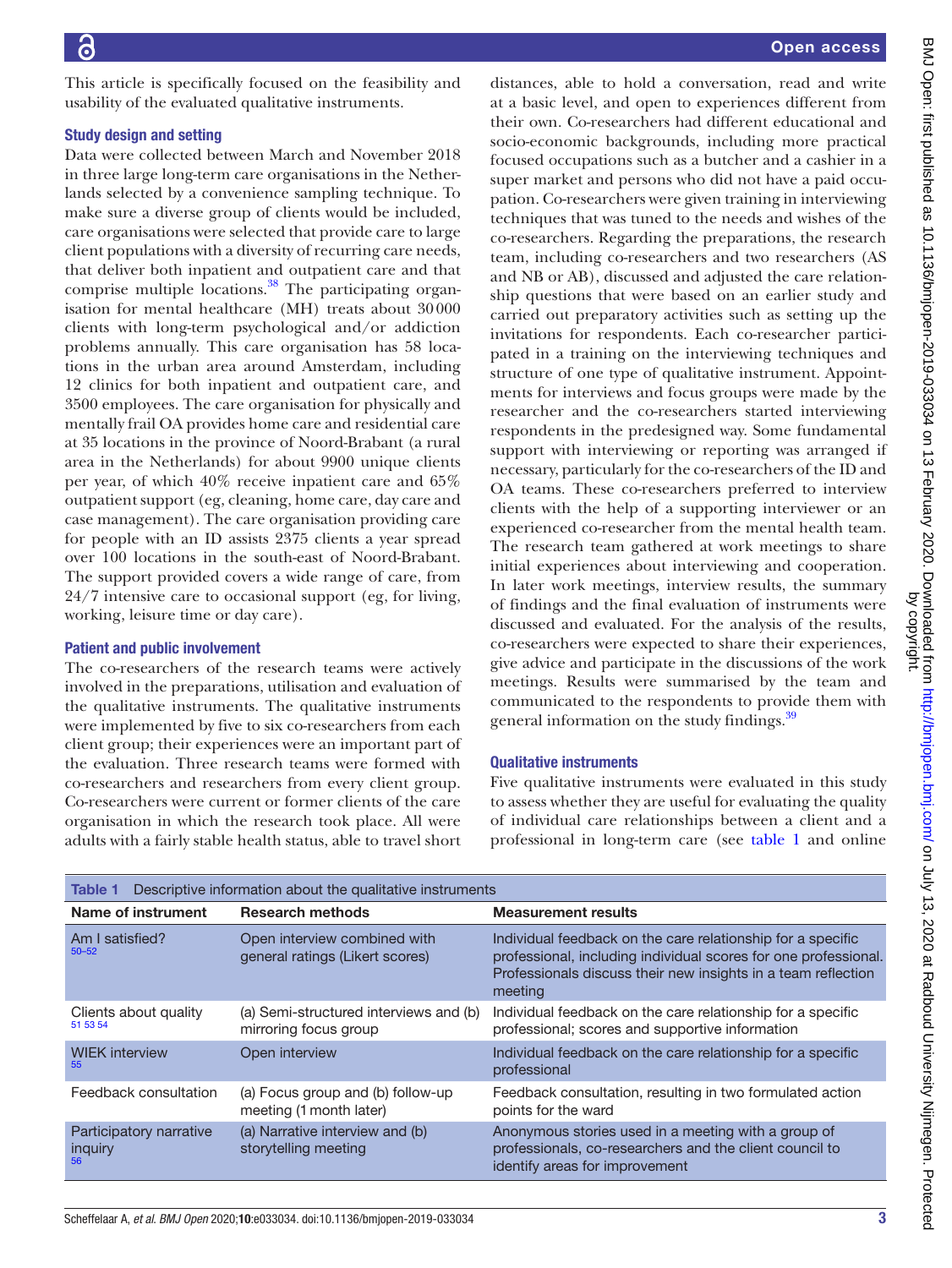This article is specifically focused on the feasibility and usability of the evaluated qualitative instruments.

### Study design and setting

Data were collected between March and November 2018 in three large long-term care organisations in the Netherlands selected by a convenience sampling technique. To make sure a diverse group of clients would be included, care organisations were selected that provide care to large client populations with a diversity of recurring care needs, that deliver both inpatient and outpatient care and that comprise multiple locations.[38] The participating organisation for mental healthcare (MH) treats about 30 000 clients with long-term psychological and/or addiction problems annually. This care organisation has 58 locations in the urban area around Amsterdam, including 12 clinics for both inpatient and outpatient care, and 3500 employees. The care organisation for physically and mentally frail OA provides home care and residential care at 35 locations in the province of Noord-Brabant (a rural area in the Netherlands) for about 9900 unique clients per year, of which 40% receive inpatient care and 65% outpatient support (eg, cleaning, home care, day care and case management). The care organisation providing care for people with an ID assists 2375 clients a year spread over 100 locations in the south-east of Noord-Brabant. The support provided covers a wide range of care, from 24/7 intensive care to occasional support (eg, for living, working, leisure time or day care).

### Patient and public involvement

The co-researchers of the research teams were actively involved in the preparations, utilisation and evaluation of the qualitative instruments. The qualitative instruments were implemented by five to six co-researchers from each client group; their experiences were an important part of the evaluation. Three research teams were formed with co-researchers and researchers from every client group. Co-researchers were current or former clients of the care organisation in which the research took place. All were adults with a fairly stable health status, able to travel short distances, able to hold a conversation, read and write at a basic level, and open to experiences different from their own. Co-researchers had different educational and socio-economic backgrounds, including more practical focused occupations such as a butcher and a cashier in a super market and persons who did not have a paid occupation. Co-researchers were given training in interviewing techniques that was tuned to the needs and wishes of the co-researchers. Regarding the preparations, the research team, including co-researchers and two researchers (AS and NB or AB), discussed and adjusted the care relationship questions that were based on an earlier study and carried out preparatory activities such as setting up the invitations for respondents. Each co-researcher participated in a training on the interviewing techniques and structure of one type of qualitative instrument. Appointments for interviews and focus groups were made by the researcher and the co-researchers started interviewing respondents in the predesigned way. Some fundamental support with interviewing or reporting was arranged if necessary, particularly for the co-researchers of the ID and OA teams. These co-researchers preferred to interview clients with the help of a supporting interviewer or an experienced co-researcher from the mental health team. The research team gathered at work meetings to share initial experiences about interviewing and cooperation. In later work meetings, interview results, the summary of findings and the final evaluation of instruments were discussed and evaluated. For the analysis of the results, co-researchers were expected to share their experiences, give advice and participate in the discussions of the work meetings. Results were summarised by the team and communicated to the respondents to provide them with general information on the study findings.[39]

### Qualitative instruments

Five qualitative instruments were evaluated in this study to assess whether they are useful for evaluating the quality of individual care relationships between a client and a professional in long-term care (see table 1 and online

**Table 1** Descriptive information about the qualitative instruments

| Name of instrument | Research methods | Measurement results |
|---|---|---|
| Am I satisfied?[50–52] | Open interview combined with general ratings (Likert scores) | Individual feedback on the care relationship for a specific professional, including individual scores for one professional. Professionals discuss their new insights in a team reflection meeting |
| Clients about quality[51 53 54] | (a) Semi-structured interviews and (b) mirroring focus group | Individual feedback on the care relationship for a specific professional; scores and supportive information |
| WIEK interview[55] | Open interview | Individual feedback on the care relationship for a specific professional |
| Feedback consultation | (a) Focus group and (b) follow-up meeting (1 month later) | Feedback consultation, resulting in two formulated action points for the ward |
| Participatory narrative inquiry[56] | (a) Narrative interview and (b) storytelling meeting | Anonymous stories used in a meeting with a group of professionals, co-researchers and the client council to identify areas for improvement |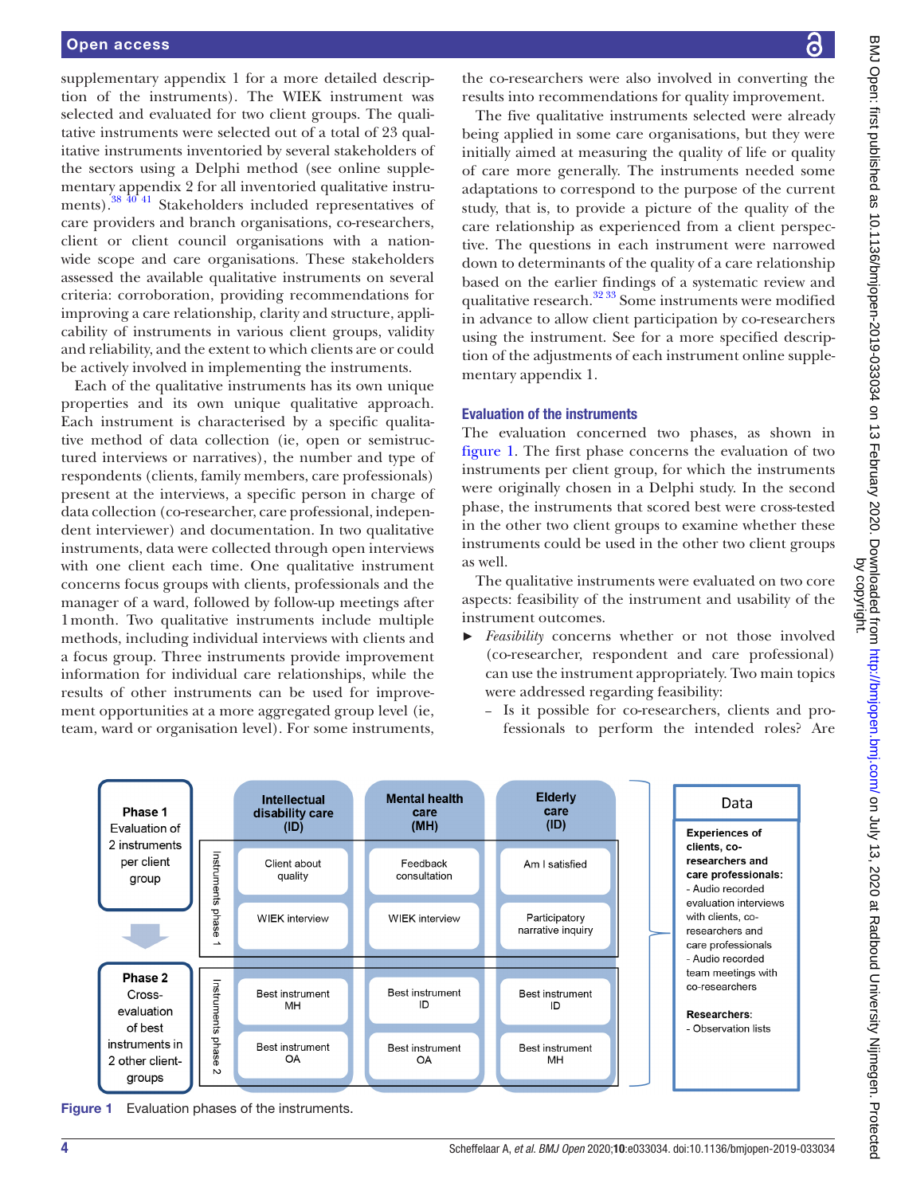supplementary appendix 1 for a more detailed description of the instruments). The WIEK instrument was selected and evaluated for two client groups. The qualitative instruments were selected out of a total of 23 qualitative instruments inventoried by several stakeholders of the sectors using a Delphi method (see online supplementary appendix 2 for all inventoried qualitative instruments).[38 40 41] Stakeholders included representatives of care providers and branch organisations, co-researchers, client or client council organisations with a nationwide scope and care organisations. These stakeholders assessed the available qualitative instruments on several criteria: corroboration, providing recommendations for improving a care relationship, clarity and structure, applicability of instruments in various client groups, validity and reliability, and the extent to which clients are or could be actively involved in implementing the instruments.

Each of the qualitative instruments has its own unique properties and its own unique qualitative approach. Each instrument is characterised by a specific qualitative method of data collection (ie, open or semistructured interviews or narratives), the number and type of respondents (clients, family members, care professionals) present at the interviews, a specific person in charge of data collection (co-researcher, care professional, independent interviewer) and documentation. In two qualitative instruments, data were collected through open interviews with one client each time. One qualitative instrument concerns focus groups with clients, professionals and the manager of a ward, followed by follow-up meetings after 1 month. Two qualitative instruments include multiple methods, including individual interviews with clients and a focus group. Three instruments provide improvement information for individual care relationships, while the results of other instruments can be used for improvement opportunities at a more aggregated group level (ie, team, ward or organisation level). For some instruments, the co-researchers were also involved in converting the results into recommendations for quality improvement.

The five qualitative instruments selected were already being applied in some care organisations, but they were initially aimed at measuring the quality of life or quality of care more generally. The instruments needed some adaptations to correspond to the purpose of the current study, that is, to provide a picture of the quality of the care relationship as experienced from a client perspective. The questions in each instrument were narrowed down to determinants of the quality of a care relationship based on the earlier findings of a systematic review and qualitative research.[32 33] Some instruments were modified in advance to allow client participation by co-researchers using the instrument. See for a more specified description of the adjustments of each instrument online supplementary appendix 1.

### Evaluation of the instruments

The evaluation concerned two phases, as shown in figure 1. The first phase concerns the evaluation of two instruments per client group, for which the instruments were originally chosen in a Delphi study. In the second phase, the instruments that scored best were cross-tested in the other two client groups to examine whether these instruments could be used in the other two client groups as well.

The qualitative instruments were evaluated on two core aspects: feasibility of the instrument and usability of the instrument outcomes.

- *Feasibility* concerns whether or not those involved (co-researcher, respondent and care professional) can use the instrument appropriately. Two main topics were addressed regarding feasibility:
  - Is it possible for co-researchers, clients and professionals to perform the intended roles? Are

| | | Intellectual disability care (ID) | Mental health care (MH) | Elderly care (ID) | Data |
|---|---|---|---|---|---|
| **Phase 1** Evaluation of 2 instruments per client group | Instruments phase 1 | Client about quality | Feedback consultation | Am I satisfied | **Experiences of clients, co-researchers and care professionals:** - Audio recorded evaluation interviews with clients, co-researchers and care professionals - Audio recorded team meetings with co-researchers **Researchers:** - Observation lists |
| | | WIEK interview | WIEK interview | Participatory narrative inquiry | |
| **Phase 2** Cross-evaluation of best instruments in 2 other client-groups | Instruments phase 2 | Best instrument MH | Best instrument ID | Best instrument ID | |
| | | Best instrument OA | Best instrument OA | Best instrument MH | |

Figure 1 Evaluation phases of the instruments.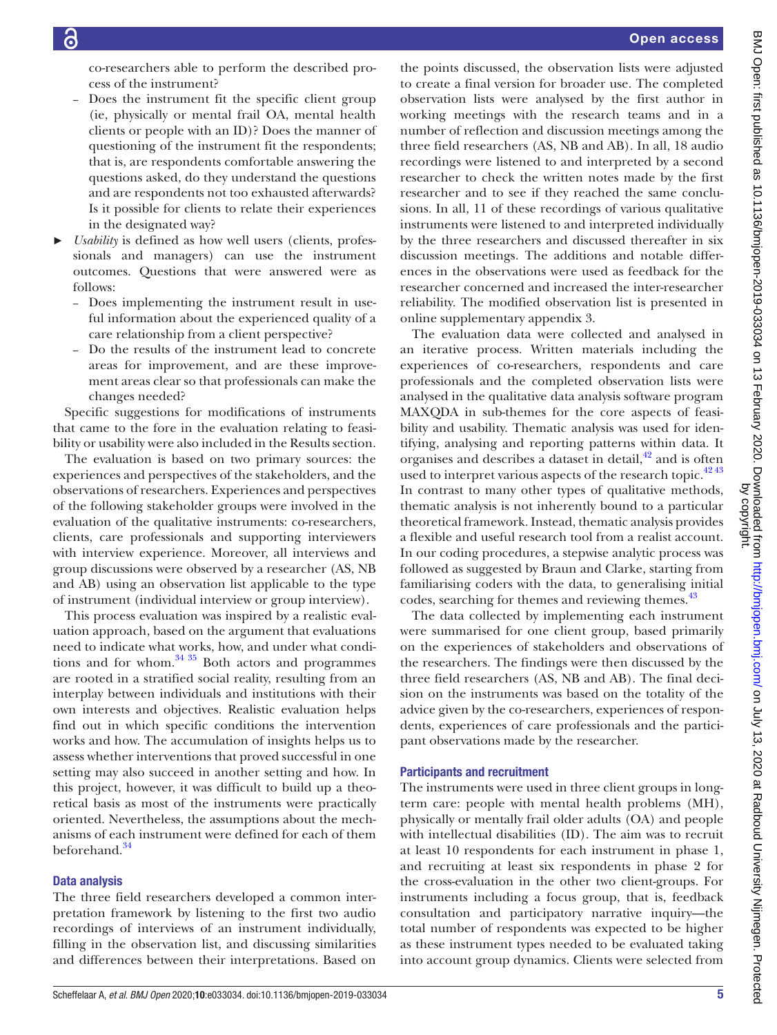co-researchers able to perform the described process of the instrument?

- Does the instrument fit the specific client group (ie, physically or mental frail OA, mental health clients or people with an ID)? Does the manner of questioning of the instrument fit the respondents; that is, are respondents comfortable answering the questions asked, do they understand the questions and are respondents not too exhausted afterwards? Is it possible for clients to relate their experiences in the designated way?

- *Usability* is defined as how well users (clients, professionals and managers) can use the instrument outcomes. Questions that were answered were as follows:
  - Does implementing the instrument result in useful information about the experienced quality of a care relationship from a client perspective?
  - Do the results of the instrument lead to concrete areas for improvement, and are these improvement areas clear so that professionals can make the changes needed?

Specific suggestions for modifications of instruments that came to the fore in the evaluation relating to feasibility or usability were also included in the Results section.

The evaluation is based on two primary sources: the experiences and perspectives of the stakeholders, and the observations of researchers. Experiences and perspectives of the following stakeholder groups were involved in the evaluation of the qualitative instruments: co-researchers, clients, care professionals and supporting interviewers with interview experience. Moreover, all interviews and group discussions were observed by a researcher (AS, NB and AB) using an observation list applicable to the type of instrument (individual interview or group interview).

This process evaluation was inspired by a realistic evaluation approach, based on the argument that evaluations need to indicate what works, how, and under what conditions and for whom.[34 35] Both actors and programmes are rooted in a stratified social reality, resulting from an interplay between individuals and institutions with their own interests and objectives. Realistic evaluation helps find out in which specific conditions the intervention works and how. The accumulation of insights helps us to assess whether interventions that proved successful in one setting may also succeed in another setting and how. In this project, however, it was difficult to build up a theoretical basis as most of the instruments were practically oriented. Nevertheless, the assumptions about the mechanisms of each instrument were defined for each of them beforehand.[34]

## Data analysis

The three field researchers developed a common interpretation framework by listening to the first two audio recordings of interviews of an instrument individually, filling in the observation list, and discussing similarities and differences between their interpretations. Based on the points discussed, the observation lists were adjusted to create a final version for broader use. The completed observation lists were analysed by the first author in working meetings with the research teams and in a number of reflection and discussion meetings among the three field researchers (AS, NB and AB). In all, 18 audio recordings were listened to and interpreted by a second researcher to check the written notes made by the first researcher and to see if they reached the same conclusions. In all, 11 of these recordings of various qualitative instruments were listened to and interpreted individually by the three researchers and discussed thereafter in six discussion meetings. The additions and notable differences in the observations were used as feedback for the researcher concerned and increased the inter-researcher reliability. The modified observation list is presented in online supplementary appendix 3.

The evaluation data were collected and analysed in an iterative process. Written materials including the experiences of co-researchers, respondents and care professionals and the completed observation lists were analysed in the qualitative data analysis software program MAXQDA in sub-themes for the core aspects of feasibility and usability. Thematic analysis was used for identifying, analysing and reporting patterns within data. It organises and describes a dataset in detail,[42] and is often used to interpret various aspects of the research topic.[42 43] In contrast to many other types of qualitative methods, thematic analysis is not inherently bound to a particular theoretical framework. Instead, thematic analysis provides a flexible and useful research tool from a realist account. In our coding procedures, a stepwise analytic process was followed as suggested by Braun and Clarke, starting from familiarising coders with the data, to generalising initial codes, searching for themes and reviewing themes.[43]

The data collected by implementing each instrument were summarised for one client group, based primarily on the experiences of stakeholders and observations of the researchers. The findings were then discussed by the three field researchers (AS, NB and AB). The final decision on the instruments was based on the totality of the advice given by the co-researchers, experiences of respondents, experiences of care professionals and the participant observations made by the researcher.

## Participants and recruitment

The instruments were used in three client groups in long-term care: people with mental health problems (MH), physically or mentally frail older adults (OA) and people with intellectual disabilities (ID). The aim was to recruit at least 10 respondents for each instrument in phase 1, and recruiting at least six respondents in phase 2 for the cross-evaluation in the other two client-groups. For instruments including a focus group, that is, feedback consultation and participatory narrative inquiry—the total number of respondents was expected to be higher as these instrument types needed to be evaluated taking into account group dynamics. Clients were selected from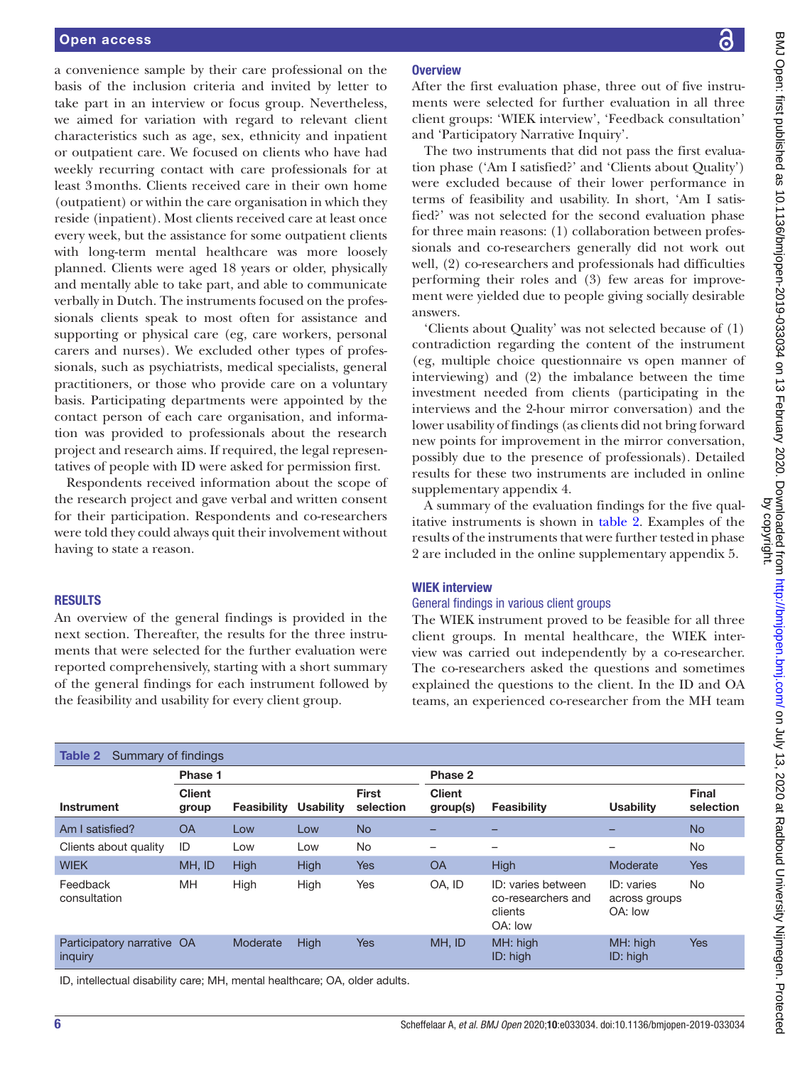a convenience sample by their care professional on the basis of the inclusion criteria and invited by letter to take part in an interview or focus group. Nevertheless, we aimed for variation with regard to relevant client characteristics such as age, sex, ethnicity and inpatient or outpatient care. We focused on clients who have had weekly recurring contact with care professionals for at least 3 months. Clients received care in their own home (outpatient) or within the care organisation in which they reside (inpatient). Most clients received care at least once every week, but the assistance for some outpatient clients with long-term mental healthcare was more loosely planned. Clients were aged 18 years or older, physically and mentally able to take part, and able to communicate verbally in Dutch. The instruments focused on the professionals clients speak to most often for assistance and supporting or physical care (eg, care workers, personal carers and nurses). We excluded other types of professionals, such as psychiatrists, medical specialists, general practitioners, or those who provide care on a voluntary basis. Participating departments were appointed by the contact person of each care organisation, and information was provided to professionals about the research project and research aims. If required, the legal representatives of people with ID were asked for permission first.

Respondents received information about the scope of the research project and gave verbal and written consent for their participation. Respondents and co-researchers were told they could always quit their involvement without having to state a reason.

## RESULTS

An overview of the general findings is provided in the next section. Thereafter, the results for the three instruments that were selected for the further evaluation were reported comprehensively, starting with a short summary of the general findings for each instrument followed by the feasibility and usability for every client group.

### Overview

After the first evaluation phase, three out of five instruments were selected for further evaluation in all three client groups: 'WIEK interview', 'Feedback consultation' and 'Participatory Narrative Inquiry'.

The two instruments that did not pass the first evaluation phase ('Am I satisfied?' and 'Clients about Quality') were excluded because of their lower performance in terms of feasibility and usability. In short, 'Am I satisfied?' was not selected for the second evaluation phase for three main reasons: (1) collaboration between professionals and co-researchers generally did not work out well, (2) co-researchers and professionals had difficulties performing their roles and (3) few areas for improvement were yielded due to people giving socially desirable answers.

'Clients about Quality' was not selected because of (1) contradiction regarding the content of the instrument (eg, multiple choice questionnaire vs open manner of interviewing) and (2) the imbalance between the time investment needed from clients (participating in the interviews and the 2-hour mirror conversation) and the lower usability of findings (as clients did not bring forward new points for improvement in the mirror conversation, possibly due to the presence of professionals). Detailed results for these two instruments are included in online supplementary appendix 4.

A summary of the evaluation findings for the five qualitative instruments is shown in table 2. Examples of the results of the instruments that were further tested in phase 2 are included in the online supplementary appendix 5.

### WIEK interview

#### General findings in various client groups

The WIEK instrument proved to be feasible for all three client groups. In mental healthcare, the WIEK interview was carried out independently by a co-researcher. The co-researchers asked the questions and sometimes explained the questions to the client. In the ID and OA teams, an experienced co-researcher from the MH team

**Table 2** Summary of findings

| | Phase 1 | | | | Phase 2 | | | |
|---|---|---|---|---|---|---|---|---|
| Instrument | Client group | Feasibility | Usability | First selection | Client group(s) | Feasibility | Usability | Final selection |
| Am I satisfied? | OA | Low | Low | No | – | – | – | No |
| Clients about quality | ID | Low | Low | No | – | – | – | No |
| WIEK | MH, ID | High | High | Yes | OA | High | Moderate | Yes |
| Feedback consultation | MH | High | High | Yes | OA, ID | ID: varies between co-researchers and clients<br>OA: low | ID: varies across groups<br>OA: low | No |
| Participatory narrative inquiry | OA | Moderate | High | Yes | MH, ID | MH: high<br>ID: high | MH: high<br>ID: high | Yes |

ID, intellectual disability care; MH, mental healthcare; OA, older adults.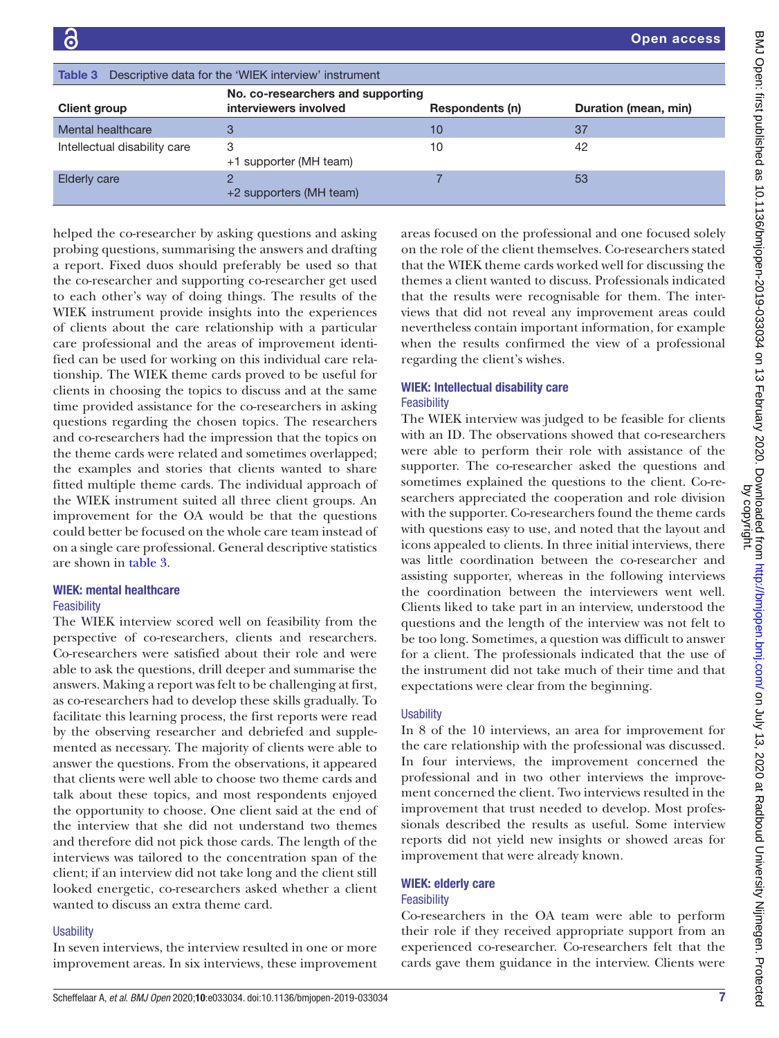Table 3 Descriptive data for the 'WIEK interview' instrument

| Client group | No. co-researchers and supporting interviewers involved | Respondents (n) | Duration (mean, min) |
|---|---|---|---|
| Mental healthcare | 3 | 10 | 37 |
| Intellectual disability care | 3<br>+1 supporter (MH team) | 10 | 42 |
| Elderly care | 2<br>+2 supporters (MH team) | 7 | 53 |

helped the co-researcher by asking questions and asking probing questions, summarising the answers and drafting a report. Fixed duos should preferably be used so that the co-researcher and supporting co-researcher get used to each other's way of doing things. The results of the WIEK instrument provide insights into the experiences of clients about the care relationship with a particular care professional and the areas of improvement identified can be used for working on this individual care relationship. The WIEK theme cards proved to be useful for clients in choosing the topics to discuss and at the same time provided assistance for the co-researchers in asking questions regarding the chosen topics. The researchers and co-researchers had the impression that the topics on the theme cards were related and sometimes overlapped; the examples and stories that clients wanted to share fitted multiple theme cards. The individual approach of the WIEK instrument suited all three client groups. An improvement for the OA would be that the questions could better be focused on the whole care team instead of on a single care professional. General descriptive statistics are shown in table 3.

## WIEK: mental healthcare

### Feasibility

The WIEK interview scored well on feasibility from the perspective of co-researchers, clients and researchers. Co-researchers were satisfied about their role and were able to ask the questions, drill deeper and summarise the answers. Making a report was felt to be challenging at first, as co-researchers had to develop these skills gradually. To facilitate this learning process, the first reports were read by the observing researcher and debriefed and supplemented as necessary. The majority of clients were able to answer the questions. From the observations, it appeared that clients were well able to choose two theme cards and talk about these topics, and most respondents enjoyed the opportunity to choose. One client said at the end of the interview that she did not understand two themes and therefore did not pick those cards. The length of the interviews was tailored to the concentration span of the client; if an interview did not take long and the client still looked energetic, co-researchers asked whether a client wanted to discuss an extra theme card.

### Usability

In seven interviews, the interview resulted in one or more improvement areas. In six interviews, these improvement areas focused on the professional and one focused solely on the role of the client themselves. Co-researchers stated that the WIEK theme cards worked well for discussing the themes a client wanted to discuss. Professionals indicated that the results were recognisable for them. The interviews that did not reveal any improvement areas could nevertheless contain important information, for example when the results confirmed the view of a professional regarding the client's wishes.

## WIEK: Intellectual disability care

### Feasibility

The WIEK interview was judged to be feasible for clients with an ID. The observations showed that co-researchers were able to perform their role with assistance of the supporter. The co-researcher asked the questions and sometimes explained the questions to the client. Co-researchers appreciated the cooperation and role division with the supporter. Co-researchers found the theme cards with questions easy to use, and noted that the layout and icons appealed to clients. In three initial interviews, there was little coordination between the co-researcher and assisting supporter, whereas in the following interviews the coordination between the interviewers went well. Clients liked to take part in an interview, understood the questions and the length of the interview was not felt to be too long. Sometimes, a question was difficult to answer for a client. The professionals indicated that the use of the instrument did not take much of their time and that expectations were clear from the beginning.

### Usability

In 8 of the 10 interviews, an area for improvement for the care relationship with the professional was discussed. In four interviews, the improvement concerned the professional and in two other interviews the improvement concerned the client. Two interviews resulted in the improvement that trust needed to develop. Most professionals described the results as useful. Some interview reports did not yield new insights or showed areas for improvement that were already known.

## WIEK: elderly care

### Feasibility

Co-researchers in the OA team were able to perform their role if they received appropriate support from an experienced co-researcher. Co-researchers felt that the cards gave them guidance in the interview. Clients were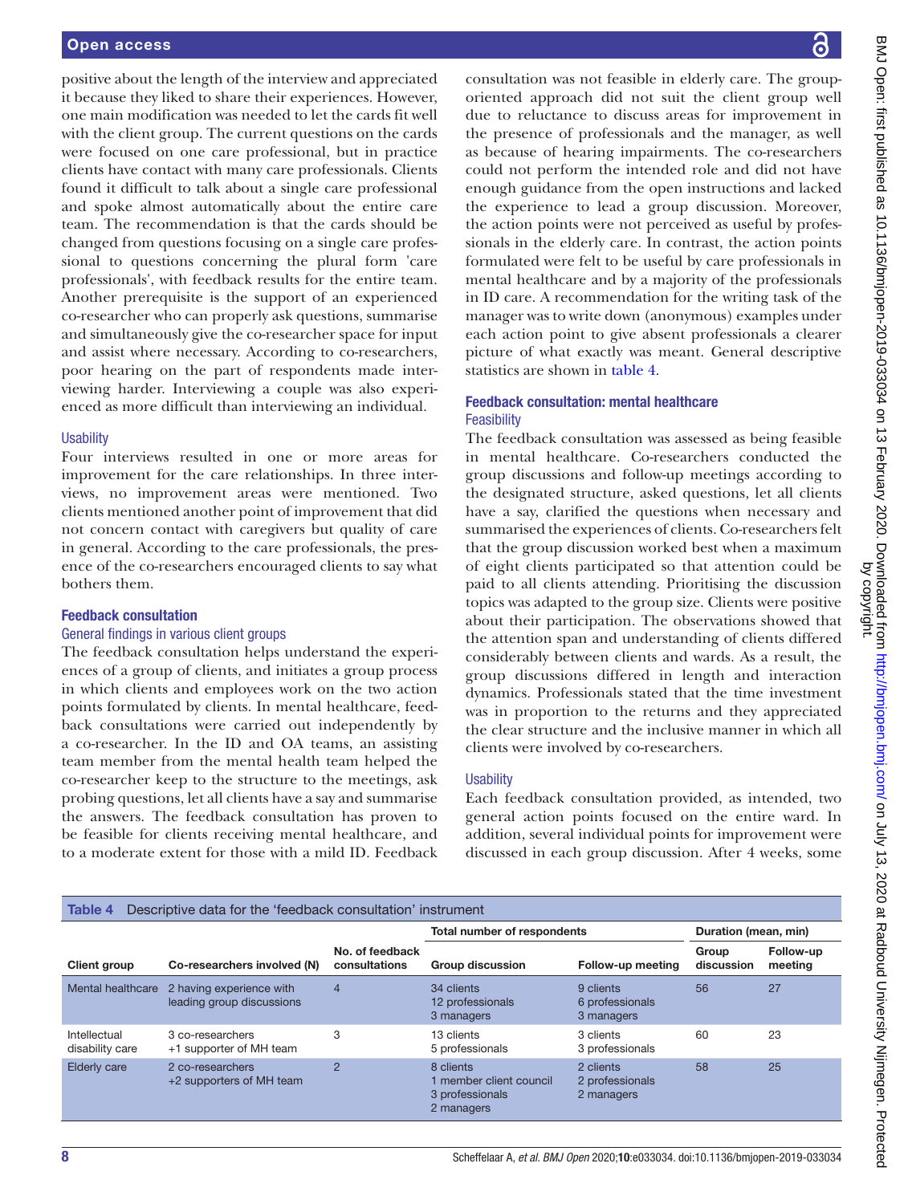positive about the length of the interview and appreciated it because they liked to share their experiences. However, one main modification was needed to let the cards fit well with the client group. The current questions on the cards were focused on one care professional, but in practice clients have contact with many care professionals. Clients found it difficult to talk about a single care professional and spoke almost automatically about the entire care team. The recommendation is that the cards should be changed from questions focusing on a single care professional to questions concerning the plural form 'care professionals', with feedback results for the entire team. Another prerequisite is the support of an experienced co-researcher who can properly ask questions, summarise and simultaneously give the co-researcher space for input and assist where necessary. According to co-researchers, poor hearing on the part of respondents made interviewing harder. Interviewing a couple was also experienced as more difficult than interviewing an individual.

#### Usability

Four interviews resulted in one or more areas for improvement for the care relationships. In three interviews, no improvement areas were mentioned. Two clients mentioned another point of improvement that did not concern contact with caregivers but quality of care in general. According to the care professionals, the presence of the co-researchers encouraged clients to say what bothers them.

### Feedback consultation

#### General findings in various client groups

The feedback consultation helps understand the experiences of a group of clients, and initiates a group process in which clients and employees work on the two action points formulated by clients. In mental healthcare, feedback consultations were carried out independently by a co-researcher. In the ID and OA teams, an assisting team member from the mental health team helped the co-researcher keep to the structure to the meetings, ask probing questions, let all clients have a say and summarise the answers. The feedback consultation has proven to be feasible for clients receiving mental healthcare, and to a moderate extent for those with a mild ID. Feedback consultation was not feasible in elderly care. The group-oriented approach did not suit the client group well due to reluctance to discuss areas for improvement in the presence of professionals and the manager, as well as because of hearing impairments. The co-researchers could not perform the intended role and did not have enough guidance from the open instructions and lacked the experience to lead a group discussion. Moreover, the action points were not perceived as useful by professionals in the elderly care. In contrast, the action points formulated were felt to be useful by care professionals in mental healthcare and by a majority of the professionals in ID care. A recommendation for the writing task of the manager was to write down (anonymous) examples under each action point to give absent professionals a clearer picture of what exactly was meant. General descriptive statistics are shown in table 4.

### Feedback consultation: mental healthcare

#### Feasibility

The feedback consultation was assessed as being feasible in mental healthcare. Co-researchers conducted the group discussions and follow-up meetings according to the designated structure, asked questions, let all clients have a say, clarified the questions when necessary and summarised the experiences of clients. Co-researchers felt that the group discussion worked best when a maximum of eight clients participated so that attention could be paid to all clients attending. Prioritising the discussion topics was adapted to the group size. Clients were positive about their participation. The observations showed that the attention span and understanding of clients differed considerably between clients and wards. As a result, the group discussions differed in length and interaction dynamics. Professionals stated that the time investment was in proportion to the returns and they appreciated the clear structure and the inclusive manner in which all clients were involved by co-researchers.

#### Usability

Each feedback consultation provided, as intended, two general action points focused on the entire ward. In addition, several individual points for improvement were discussed in each group discussion. After 4 weeks, some

**Table 4** Descriptive data for the 'feedback consultation' instrument

| Client group | Co-researchers involved (N) | No. of feedback consultations | Total number of respondents | | Duration (mean, min) | |
|---|---|---|---|---|---|---|
| | | | Group discussion | Follow-up meeting | Group discussion | Follow-up meeting |
| Mental healthcare | 2 having experience with leading group discussions | 4 | 34 clients<br>12 professionals<br>3 managers | 9 clients<br>6 professionals<br>3 managers | 56 | 27 |
| Intellectual disability care | 3 co-researchers<br>+1 supporter of MH team | 3 | 13 clients<br>5 professionals | 3 clients<br>3 professionals | 60 | 23 |
| Elderly care | 2 co-researchers<br>+2 supporters of MH team | 2 | 8 clients<br>1 member client council<br>3 professionals<br>2 managers | 2 clients<br>2 professionals<br>2 managers | 58 | 25 |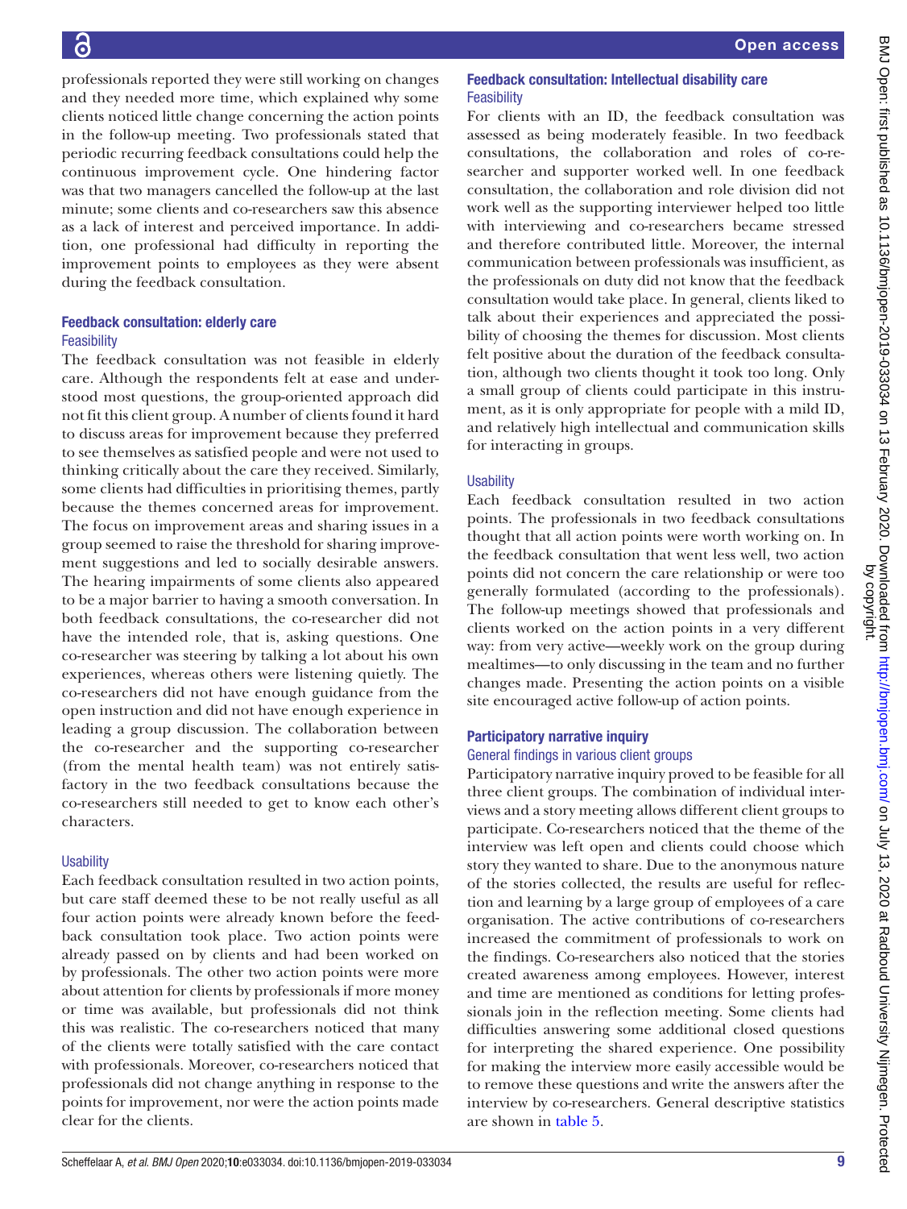professionals reported they were still working on changes and they needed more time, which explained why some clients noticed little change concerning the action points in the follow-up meeting. Two professionals stated that periodic recurring feedback consultations could help the continuous improvement cycle. One hindering factor was that two managers cancelled the follow-up at the last minute; some clients and co-researchers saw this absence as a lack of interest and perceived importance. In addition, one professional had difficulty in reporting the improvement points to employees as they were absent during the feedback consultation.

### Feedback consultation: elderly care

#### Feasibility

The feedback consultation was not feasible in elderly care. Although the respondents felt at ease and understood most questions, the group-oriented approach did not fit this client group. A number of clients found it hard to discuss areas for improvement because they preferred to see themselves as satisfied people and were not used to thinking critically about the care they received. Similarly, some clients had difficulties in prioritising themes, partly because the themes concerned areas for improvement. The focus on improvement areas and sharing issues in a group seemed to raise the threshold for sharing improvement suggestions and led to socially desirable answers. The hearing impairments of some clients also appeared to be a major barrier to having a smooth conversation. In both feedback consultations, the co-researcher did not have the intended role, that is, asking questions. One co-researcher was steering by talking a lot about his own experiences, whereas others were listening quietly. The co-researchers did not have enough guidance from the open instruction and did not have enough experience in leading a group discussion. The collaboration between the co-researcher and the supporting co-researcher (from the mental health team) was not entirely satisfactory in the two feedback consultations because the co-researchers still needed to get to know each other's characters.

#### Usability

Each feedback consultation resulted in two action points, but care staff deemed these to be not really useful as all four action points were already known before the feedback consultation took place. Two action points were already passed on by clients and had been worked on by professionals. The other two action points were more about attention for clients by professionals if more money or time was available, but professionals did not think this was realistic. The co-researchers noticed that many of the clients were totally satisfied with the care contact with professionals. Moreover, co-researchers noticed that professionals did not change anything in response to the points for improvement, nor were the action points made clear for the clients.

### Feedback consultation: Intellectual disability care

#### Feasibility

For clients with an ID, the feedback consultation was assessed as being moderately feasible. In two feedback consultations, the collaboration and roles of co-researcher and supporter worked well. In one feedback consultation, the collaboration and role division did not work well as the supporting interviewer helped too little with interviewing and co-researchers became stressed and therefore contributed little. Moreover, the internal communication between professionals was insufficient, as the professionals on duty did not know that the feedback consultation would take place. In general, clients liked to talk about their experiences and appreciated the possibility of choosing the themes for discussion. Most clients felt positive about the duration of the feedback consultation, although two clients thought it took too long. Only a small group of clients could participate in this instrument, as it is only appropriate for people with a mild ID, and relatively high intellectual and communication skills for interacting in groups.

#### Usability

Each feedback consultation resulted in two action points. The professionals in two feedback consultations thought that all action points were worth working on. In the feedback consultation that went less well, two action points did not concern the care relationship or were too generally formulated (according to the professionals). The follow-up meetings showed that professionals and clients worked on the action points in a very different way: from very active—weekly work on the group during mealtimes—to only discussing in the team and no further changes made. Presenting the action points on a visible site encouraged active follow-up of action points.

### Participatory narrative inquiry

#### General findings in various client groups

Participatory narrative inquiry proved to be feasible for all three client groups. The combination of individual interviews and a story meeting allows different client groups to participate. Co-researchers noticed that the theme of the interview was left open and clients could choose which story they wanted to share. Due to the anonymous nature of the stories collected, the results are useful for reflection and learning by a large group of employees of a care organisation. The active contributions of co-researchers increased the commitment of professionals to work on the findings. Co-researchers also noticed that the stories created awareness among employees. However, interest and time are mentioned as conditions for letting professionals join in the reflection meeting. Some clients had difficulties answering some additional closed questions for interpreting the shared experience. One possibility for making the interview more easily accessible would be to remove these questions and write the answers after the interview by co-researchers. General descriptive statistics are shown in table 5.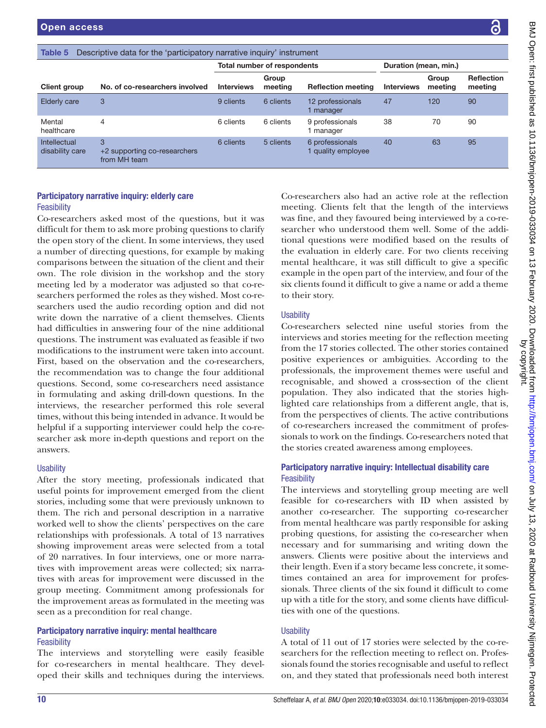**Table 5** Descriptive data for the 'participatory narrative inquiry' instrument

| | | Total number of respondents | | | Duration (mean, min.) | | |
|---|---|---|---|---|---|---|---|
| Client group | No. of co-researchers involved | Interviews | Group meeting | Reflection meeting | Interviews | Group meeting | Reflection meeting |
| Elderly care | 3 | 9 clients | 6 clients | 12 professionals 1 manager | 47 | 120 | 90 |
| Mental healthcare | 4 | 6 clients | 6 clients | 9 professionals 1 manager | 38 | 70 | 90 |
| Intellectual disability care | 3 +2 supporting co-researchers from MH team | 6 clients | 5 clients | 6 professionals 1 quality employee | 40 | 63 | 95 |

### Participatory narrative inquiry: elderly care

#### Feasibility

Co-researchers asked most of the questions, but it was difficult for them to ask more probing questions to clarify the open story of the client. In some interviews, they used a number of directing questions, for example by making comparisons between the situation of the client and their own. The role division in the workshop and the story meeting led by a moderator was adjusted so that co-researchers performed the roles as they wished. Most co-researchers used the audio recording option and did not write down the narrative of a client themselves. Clients had difficulties in answering four of the nine additional questions. The instrument was evaluated as feasible if two modifications to the instrument were taken into account. First, based on the observation and the co-researchers, the recommendation was to change the four additional questions. Second, some co-researchers need assistance in formulating and asking drill-down questions. In the interviews, the researcher performed this role several times, without this being intended in advance. It would be helpful if a supporting interviewer could help the co-researcher ask more in-depth questions and report on the answers.

#### Usability

After the story meeting, professionals indicated that useful points for improvement emerged from the client stories, including some that were previously unknown to them. The rich and personal description in a narrative worked well to show the clients' perspectives on the care relationships with professionals. A total of 13 narratives showing improvement areas were selected from a total of 20 narratives. In four interviews, one or more narratives with improvement areas were collected; six narratives with areas for improvement were discussed in the group meeting. Commitment among professionals for the improvement areas as formulated in the meeting was seen as a precondition for real change.

### Participatory narrative inquiry: mental healthcare

#### Feasibility

The interviews and storytelling were easily feasible for co-researchers in mental healthcare. They developed their skills and techniques during the interviews. Co-researchers also had an active role at the reflection meeting. Clients felt that the length of the interviews was fine, and they favoured being interviewed by a co-researcher who understood them well. Some of the additional questions were modified based on the results of the evaluation in elderly care. For two clients receiving mental healthcare, it was still difficult to give a specific example in the open part of the interview, and four of the six clients found it difficult to give a name or add a theme to their story.

#### Usability

Co-researchers selected nine useful stories from the interviews and stories meeting for the reflection meeting from the 17 stories collected. The other stories contained positive experiences or ambiguities. According to the professionals, the improvement themes were useful and recognisable, and showed a cross-section of the client population. They also indicated that the stories highlighted care relationships from a different angle, that is, from the perspectives of clients. The active contributions of co-researchers increased the commitment of professionals to work on the findings. Co-researchers noted that the stories created awareness among employees.

### Participatory narrative inquiry: Intellectual disability care

#### Feasibility

The interviews and storytelling group meeting are well feasible for co-researchers with ID when assisted by another co-researcher. The supporting co-researcher from mental healthcare was partly responsible for asking probing questions, for assisting the co-researcher when necessary and for summarising and writing down the answers. Clients were positive about the interviews and their length. Even if a story became less concrete, it sometimes contained an area for improvement for professionals. Three clients of the six found it difficult to come up with a title for the story, and some clients have difficulties with one of the questions.

#### Usability

A total of 11 out of 17 stories were selected by the co-researchers for the reflection meeting to reflect on. Professionals found the stories recognisable and useful to reflect on, and they stated that professionals need both interest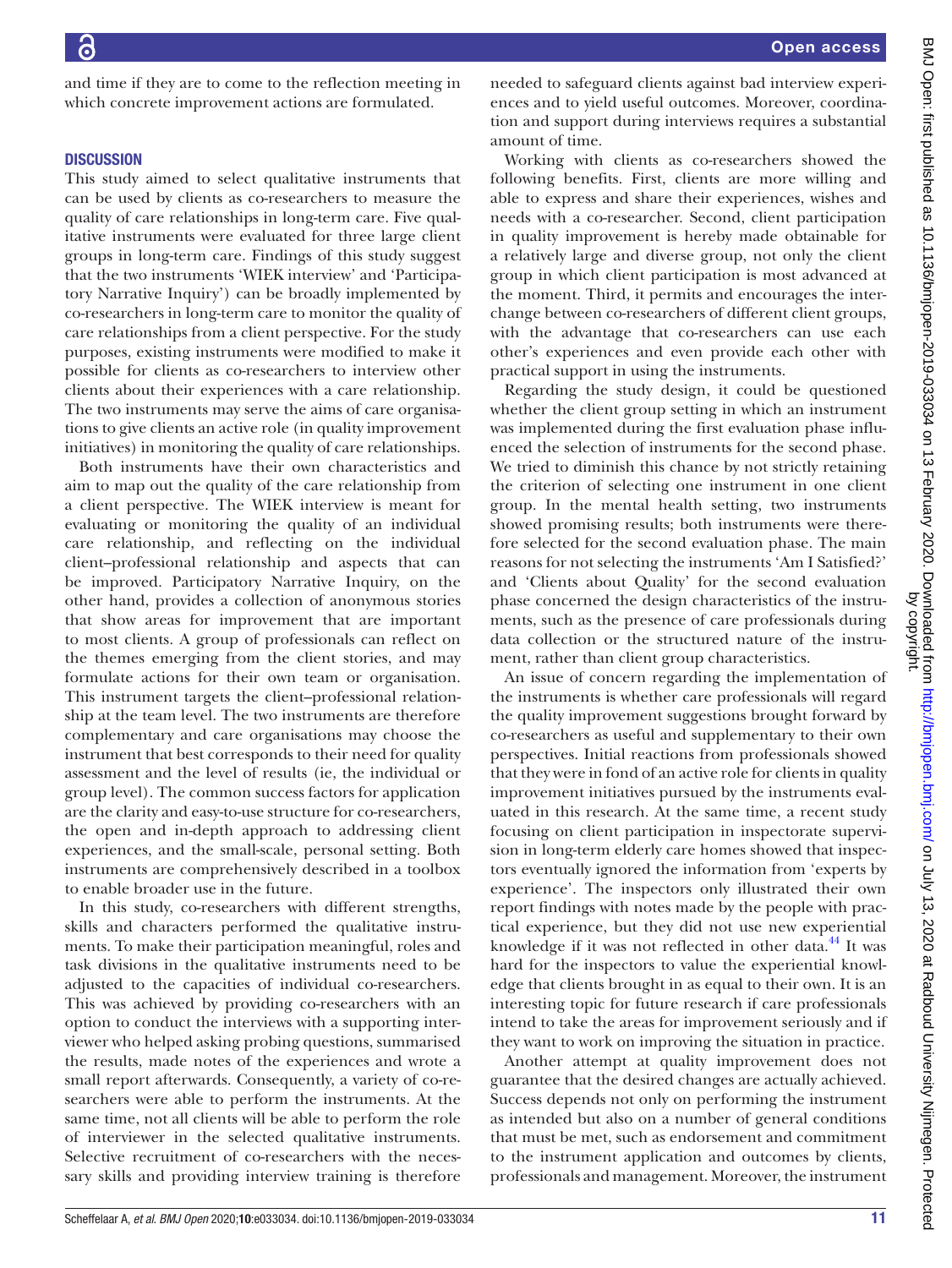and time if they are to come to the reflection meeting in which concrete improvement actions are formulated.

## DISCUSSION

This study aimed to select qualitative instruments that can be used by clients as co-researchers to measure the quality of care relationships in long-term care. Five qualitative instruments were evaluated for three large client groups in long-term care. Findings of this study suggest that the two instruments 'WIEK interview' and 'Participatory Narrative Inquiry') can be broadly implemented by co-researchers in long-term care to monitor the quality of care relationships from a client perspective. For the study purposes, existing instruments were modified to make it possible for clients as co-researchers to interview other clients about their experiences with a care relationship. The two instruments may serve the aims of care organisations to give clients an active role (in quality improvement initiatives) in monitoring the quality of care relationships.

Both instruments have their own characteristics and aim to map out the quality of the care relationship from a client perspective. The WIEK interview is meant for evaluating or monitoring the quality of an individual care relationship, and reflecting on the individual client–professional relationship and aspects that can be improved. Participatory Narrative Inquiry, on the other hand, provides a collection of anonymous stories that show areas for improvement that are important to most clients. A group of professionals can reflect on the themes emerging from the client stories, and may formulate actions for their own team or organisation. This instrument targets the client–professional relationship at the team level. The two instruments are therefore complementary and care organisations may choose the instrument that best corresponds to their need for quality assessment and the level of results (ie, the individual or group level). The common success factors for application are the clarity and easy-to-use structure for co-researchers, the open and in-depth approach to addressing client experiences, and the small-scale, personal setting. Both instruments are comprehensively described in a toolbox to enable broader use in the future.

In this study, co-researchers with different strengths, skills and characters performed the qualitative instruments. To make their participation meaningful, roles and task divisions in the qualitative instruments need to be adjusted to the capacities of individual co-researchers. This was achieved by providing co-researchers with an option to conduct the interviews with a supporting interviewer who helped asking probing questions, summarised the results, made notes of the experiences and wrote a small report afterwards. Consequently, a variety of co-researchers were able to perform the instruments. At the same time, not all clients will be able to perform the role of interviewer in the selected qualitative instruments. Selective recruitment of co-researchers with the necessary skills and providing interview training is therefore needed to safeguard clients against bad interview experiences and to yield useful outcomes. Moreover, coordination and support during interviews requires a substantial amount of time.

Working with clients as co-researchers showed the following benefits. First, clients are more willing and able to express and share their experiences, wishes and needs with a co-researcher. Second, client participation in quality improvement is hereby made obtainable for a relatively large and diverse group, not only the client group in which client participation is most advanced at the moment. Third, it permits and encourages the interchange between co-researchers of different client groups, with the advantage that co-researchers can use each other's experiences and even provide each other with practical support in using the instruments.

Regarding the study design, it could be questioned whether the client group setting in which an instrument was implemented during the first evaluation phase influenced the selection of instruments for the second phase. We tried to diminish this chance by not strictly retaining the criterion of selecting one instrument in one client group. In the mental health setting, two instruments showed promising results; both instruments were therefore selected for the second evaluation phase. The main reasons for not selecting the instruments 'Am I Satisfied?' and 'Clients about Quality' for the second evaluation phase concerned the design characteristics of the instruments, such as the presence of care professionals during data collection or the structured nature of the instrument, rather than client group characteristics.

An issue of concern regarding the implementation of the instruments is whether care professionals will regard the quality improvement suggestions brought forward by co-researchers as useful and supplementary to their own perspectives. Initial reactions from professionals showed that they were in fond of an active role for clients in quality improvement initiatives pursued by the instruments evaluated in this research. At the same time, a recent study focusing on client participation in inspectorate supervision in long-term elderly care homes showed that inspectors eventually ignored the information from 'experts by experience'. The inspectors only illustrated their own report findings with notes made by the people with practical experience, but they did not use new experiential knowledge if it was not reflected in other data.[44] It was hard for the inspectors to value the experiential knowledge that clients brought in as equal to their own. It is an interesting topic for future research if care professionals intend to take the areas for improvement seriously and if they want to work on improving the situation in practice.

Another attempt at quality improvement does not guarantee that the desired changes are actually achieved. Success depends not only on performing the instrument as intended but also on a number of general conditions that must be met, such as endorsement and commitment to the instrument application and outcomes by clients, professionals and management. Moreover, the instrument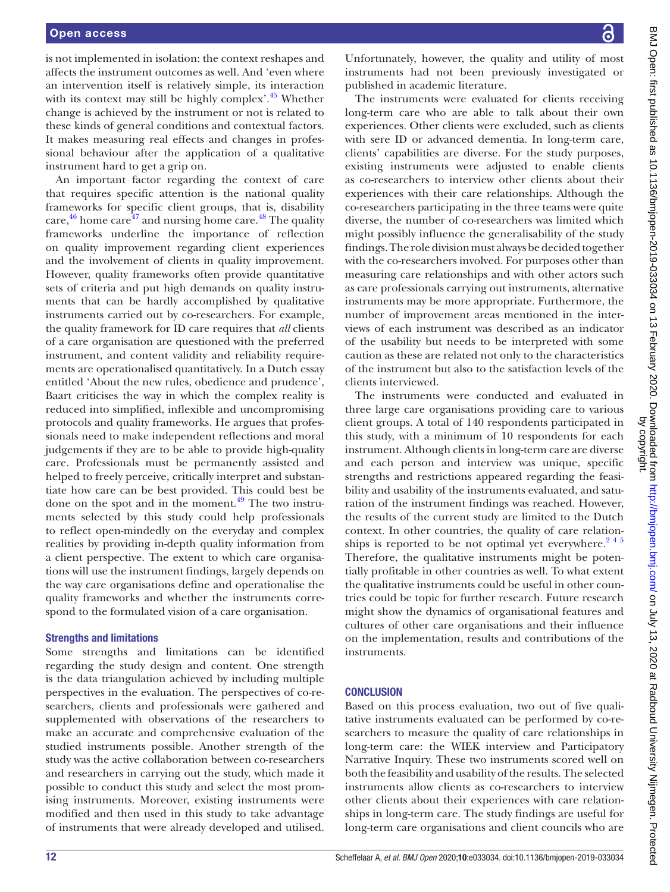is not implemented in isolation: the context reshapes and affects the instrument outcomes as well. And 'even where an intervention itself is relatively simple, its interaction with its context may still be highly complex'.[45] Whether change is achieved by the instrument or not is related to these kinds of general conditions and contextual factors. It makes measuring real effects and changes in professional behaviour after the application of a qualitative instrument hard to get a grip on.

An important factor regarding the context of care that requires specific attention is the national quality frameworks for specific client groups, that is, disability care,[46] home care[47] and nursing home care.[48] The quality frameworks underline the importance of reflection on quality improvement regarding client experiences and the involvement of clients in quality improvement. However, quality frameworks often provide quantitative sets of criteria and put high demands on quality instruments that can be hardly accomplished by qualitative instruments carried out by co-researchers. For example, the quality framework for ID care requires that *all* clients of a care organisation are questioned with the preferred instrument, and content validity and reliability requirements are operationalised quantitatively. In a Dutch essay entitled 'About the new rules, obedience and prudence', Baart criticises the way in which the complex reality is reduced into simplified, inflexible and uncompromising protocols and quality frameworks. He argues that professionals need to make independent reflections and moral judgements if they are to be able to provide high-quality care. Professionals must be permanently assisted and helped to freely perceive, critically interpret and substantiate how care can be best provided. This could best be done on the spot and in the moment.[49] The two instruments selected by this study could help professionals to reflect open-mindedly on the everyday and complex realities by providing in-depth quality information from a client perspective. The extent to which care organisations will use the instrument findings, largely depends on the way care organisations define and operationalise the quality frameworks and whether the instruments correspond to the formulated vision of a care organisation.

### Strengths and limitations

Some strengths and limitations can be identified regarding the study design and content. One strength is the data triangulation achieved by including multiple perspectives in the evaluation. The perspectives of co-researchers, clients and professionals were gathered and supplemented with observations of the researchers to make an accurate and comprehensive evaluation of the studied instruments possible. Another strength of the study was the active collaboration between co-researchers and researchers in carrying out the study, which made it possible to conduct this study and select the most promising instruments. Moreover, existing instruments were modified and then used in this study to take advantage of instruments that were already developed and utilised. Unfortunately, however, the quality and utility of most instruments had not been previously investigated or published in academic literature.

The instruments were evaluated for clients receiving long-term care who are able to talk about their own experiences. Other clients were excluded, such as clients with sere ID or advanced dementia. In long-term care, clients' capabilities are diverse. For the study purposes, existing instruments were adjusted to enable clients as co-researchers to interview other clients about their experiences with their care relationships. Although the co-researchers participating in the three teams were quite diverse, the number of co-researchers was limited which might possibly influence the generalisability of the study findings. The role division must always be decided together with the co-researchers involved. For purposes other than measuring care relationships and with other actors such as care professionals carrying out instruments, alternative instruments may be more appropriate. Furthermore, the number of improvement areas mentioned in the interviews of each instrument was described as an indicator of the usability but needs to be interpreted with some caution as these are related not only to the characteristics of the instrument but also to the satisfaction levels of the clients interviewed.

The instruments were conducted and evaluated in three large care organisations providing care to various client groups. A total of 140 respondents participated in this study, with a minimum of 10 respondents for each instrument. Although clients in long-term care are diverse and each person and interview was unique, specific strengths and restrictions appeared regarding the feasibility and usability of the instruments evaluated, and saturation of the instrument findings was reached. However, the results of the current study are limited to the Dutch context. In other countries, the quality of care relationships is reported to be not optimal yet everywhere.[2 4 5] Therefore, the qualitative instruments might be potentially profitable in other countries as well. To what extent the qualitative instruments could be useful in other countries could be topic for further research. Future research might show the dynamics of organisational features and cultures of other care organisations and their influence on the implementation, results and contributions of the instruments.

## CONCLUSION

Based on this process evaluation, two out of five qualitative instruments evaluated can be performed by co-researchers to measure the quality of care relationships in long-term care: the WIEK interview and Participatory Narrative Inquiry. These two instruments scored well on both the feasibility and usability of the results. The selected instruments allow clients as co-researchers to interview other clients about their experiences with care relationships in long-term care. The study findings are useful for long-term care organisations and client councils who are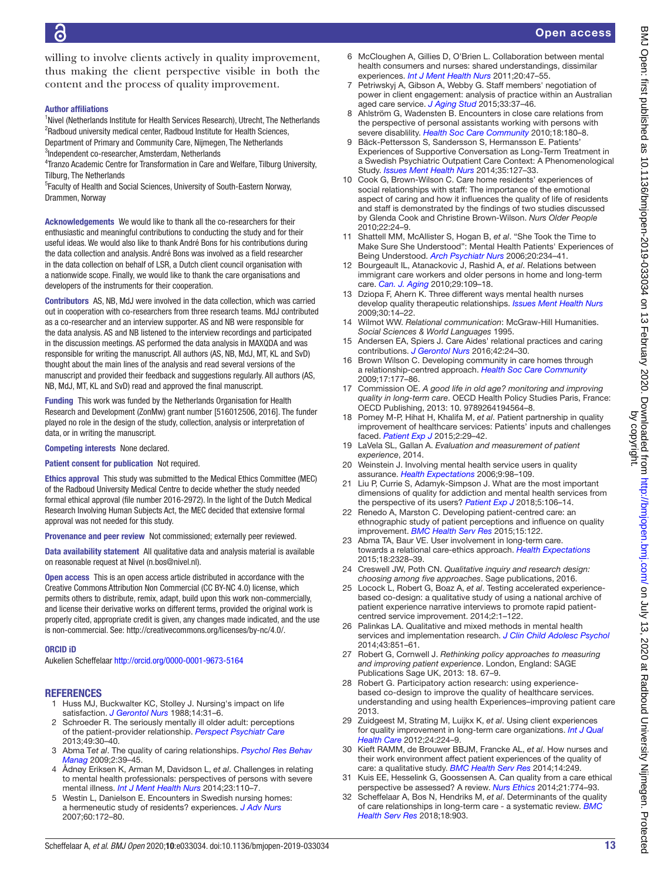willing to involve clients actively in quality improvement, thus making the client perspective visible in both the content and the process of quality improvement.

**Author affiliations**

[1]Nivel (Netherlands Institute for Health Services Research), Utrecht, The Netherlands
[2]Radboud university medical center, Radboud Institute for Health Sciences, Department of Primary and Community Care, Nijmegen, The Netherlands
[3]Independent co-researcher, Amsterdam, Netherlands
[4]Tranzo Academic Centre for Transformation in Care and Welfare, Tilburg University, Tilburg, The Netherlands
[5]Faculty of Health and Social Sciences, University of South-Eastern Norway, Drammen, Norway

**Acknowledgements** We would like to thank all the co-researchers for their enthusiastic and meaningful contributions to conducting the study and for their useful ideas. We would also like to thank André Bons for his contributions during the data collection and analysis. André Bons was involved as a field researcher in the data collection on behalf of LSR, a Dutch client council organisation with a nationwide scope. Finally, we would like to thank the care organisations and developers of the instruments for their cooperation.

**Contributors** AS, NB, MdJ were involved in the data collection, which was carried out in cooperation with co-researchers from three research teams. MdJ contributed as a co-researcher and an interview supporter. AS and NB were responsible for the data analysis. AS and NB listened to the interview recordings and participated in the discussion meetings. AS performed the data analysis in MAXQDA and was responsible for writing the manuscript. All authors (AS, NB, MdJ, MT, KL and SvD) thought about the main lines of the analysis and read several versions of the manuscript and provided their feedback and suggestions regularly. All authors (AS, NB, MdJ, MT, KL and SvD) read and approved the final manuscript.

**Funding** This work was funded by the Netherlands Organisation for Health Research and Development (ZonMw) grant number [516012506, 2016]. The funder played no role in the design of the study, collection, analysis or interpretation of data, or in writing the manuscript.

**Competing interests** None declared.

**Patient consent for publication** Not required.

**Ethics approval** This study was submitted to the Medical Ethics Committee (MEC) of the Radboud University Medical Centre to decide whether the study needed formal ethical approval (file number 2016-2972). In the light of the Dutch Medical Research Involving Human Subjects Act, the MEC decided that extensive formal approval was not needed for this study.

**Provenance and peer review** Not commissioned; externally peer reviewed.

**Data availability statement** All qualitative data and analysis material is available on reasonable request at Nivel (n.bos@nivel.nl).

**Open access** This is an open access article distributed in accordance with the Creative Commons Attribution Non Commercial (CC BY-NC 4.0) license, which permits others to distribute, remix, adapt, build upon this work non-commercially, and license their derivative works on different terms, provided the original work is properly cited, appropriate credit is given, any changes made indicated, and the use is non-commercial. See: http://creativecommons.org/licenses/by-nc/4.0/.

**ORCID iD**

Aukelien Scheffelaar http://orcid.org/0000-0001-9673-5164

## REFERENCES

1. Huss MJ, Buckwalter KC, Stolley J. Nursing's impact on life satisfaction. *J Gerontol Nurs* 1988;14:31–6.
2. Schroeder R. The seriously mentally ill older adult: perceptions of the patient-provider relationship. *Perspect Psychiatr Care* 2013;49:30–40.
3. Abma T*et al*. The quality of caring relationships. *Psychol Res Behav Manag* 2009;2:39–45.
4. Ådnøy Eriksen K, Arman M, Davidson L, *et al*. Challenges in relating to mental health professionals: perspectives of persons with severe mental illness. *Int J Ment Health Nurs* 2014;23:110–7.
5. Westin L, Danielson E. Encounters in Swedish nursing homes: a hermeneutic study of residents? experiences. *J Adv Nurs* 2007;60:172–80.
6. McCloughen A, Gillies D, O'Brien L. Collaboration between mental health consumers and nurses: shared understandings, dissimilar experiences. *Int J Ment Health Nurs* 2011;20:47–55.
7. Petriwskyj A, Gibson A, Webby G. Staff members' negotiation of power in client engagement: analysis of practice within an Australian aged care service. *J Aging Stud* 2015;33:37–46.
8. Ahlström G, Wadensten B. Encounters in close care relations from the perspective of personal assistants working with persons with severe disablility. *Health Soc Care Community* 2010;18:180–8.
9. Bäck-Pettersson S, Sandersson S, Hermansson E. Patients' Experiences of Supportive Conversation as Long-Term Treatment in a Swedish Psychiatric Outpatient Care Context: A Phenomenological Study. *Issues Ment Health Nurs* 2014;35:127–33.
10. Cook G, Brown-Wilson C. Care home residents' experiences of social relationships with staff: The importance of the emotional aspect of caring and how it influences the quality of life of residents and staff is demonstrated by the findings of two studies discussed by Glenda Cook and Christine Brown-Wilson. *Nurs Older People* 2010;22:24–9.
11. Shattell MM, McAllister S, Hogan B, *et al*. "She Took the Time to Make Sure She Understood": Mental Health Patients' Experiences of Being Understood. *Arch Psychiatr Nurs* 2006;20:234–41.
12. Bourgeault IL, Atanackovic J, Rashid A, *et al*. Relations between immigrant care workers and older persons in home and long-term care. *Can. J. Aging* 2010;29:109–18.
13. Dziopa F, Ahern K. Three different ways mental health nurses develop quality therapeutic relationships. *Issues Ment Health Nurs* 2009;30:14–22.
14. Wilmot WW. *Relational communication*: McGraw-Hill Humanities. *Social Sciences & World Languages* 1995.
15. Andersen EA, Spiers J. Care Aides' relational practices and caring contributions. *J Gerontol Nurs* 2016;42:24–30.
16. Brown Wilson C. Developing community in care homes through a relationship-centred approach. *Health Soc Care Community* 2009;17:177–86.
17. Commission OE. *A good life in old age? monitoring and improving quality in long-term care*. OECD Health Policy Studies Paris, France: OECD Publishing, 2013: 10. 9789264194564–8.
18. Pomey M-P, Hihat H, Khalifa M, *et al*. Patient partnership in quality improvement of healthcare services: Patients' inputs and challenges faced. *Patient Exp J* 2015;2:29–42.
19. LaVela SL, Gallan A. *Evaluation and measurement of patient experience*, 2014.
20. Weinstein J. Involving mental health service users in quality assurance. *Health Expectations* 2006;9:98–109.
21. Liu P, Currie S, Adamyk-Simpson J. What are the most important dimensions of quality for addiction and mental health services from the perspective of its users? *Patient Exp J* 2018;5:106–14.
22. Renedo A, Marston C. Developing patient-centred care: an ethnographic study of patient perceptions and influence on quality improvement. *BMC Health Serv Res* 2015;15:122.
23. Abma TA, Baur VE. User involvement in long-term care. towards a relational care-ethics approach. *Health Expectations* 2015;18:2328–39.
24. Creswell JW, Poth CN. *Qualitative inquiry and research design: choosing among five approaches*. Sage publications, 2016.
25. Locock L, Robert G, Boaz A, *et al*. Testing accelerated experience-based co-design: a qualitative study of using a national archive of patient experience narrative interviews to promote rapid patient-centred service improvement. 2014;2:1–122.
26. Palinkas LA. Qualitative and mixed methods in mental health services and implementation research. *J Clin Child Adolesc Psychol* 2014;43:851–61.
27. Robert G, Cornwell J. *Rethinking policy approaches to measuring and improving patient experience*. London, England: SAGE Publications Sage UK, 2013: 18. 67–9.
28. Robert G. Participatory action research: using experience-based co-design to improve the quality of healthcare services. understanding and using health Experiences–improving patient care 2013.
29. Zuidgeest M, Strating M, Luijkx K, *et al*. Using client experiences for quality improvement in long-term care organizations. *Int J Qual Health Care* 2012;24:224–9.
30. Kieft RAMM, de Brouwer BJBM, Francke AL, *et al*. How nurses and their work environment affect patient experiences of the quality of care: a qualitative study. *BMC Health Serv Res* 2014;14:249.
31. Kuis EE, Hesselink G, Goossensen A. Can quality from a care ethical perspective be assessed? A review. *Nurs Ethics* 2014;21:774–93.
32. Scheffelaar A, Bos N, Hendriks M, *et al*. Determinants of the quality of care relationships in long-term care - a systematic review. *BMC Health Serv Res* 2018;18:903.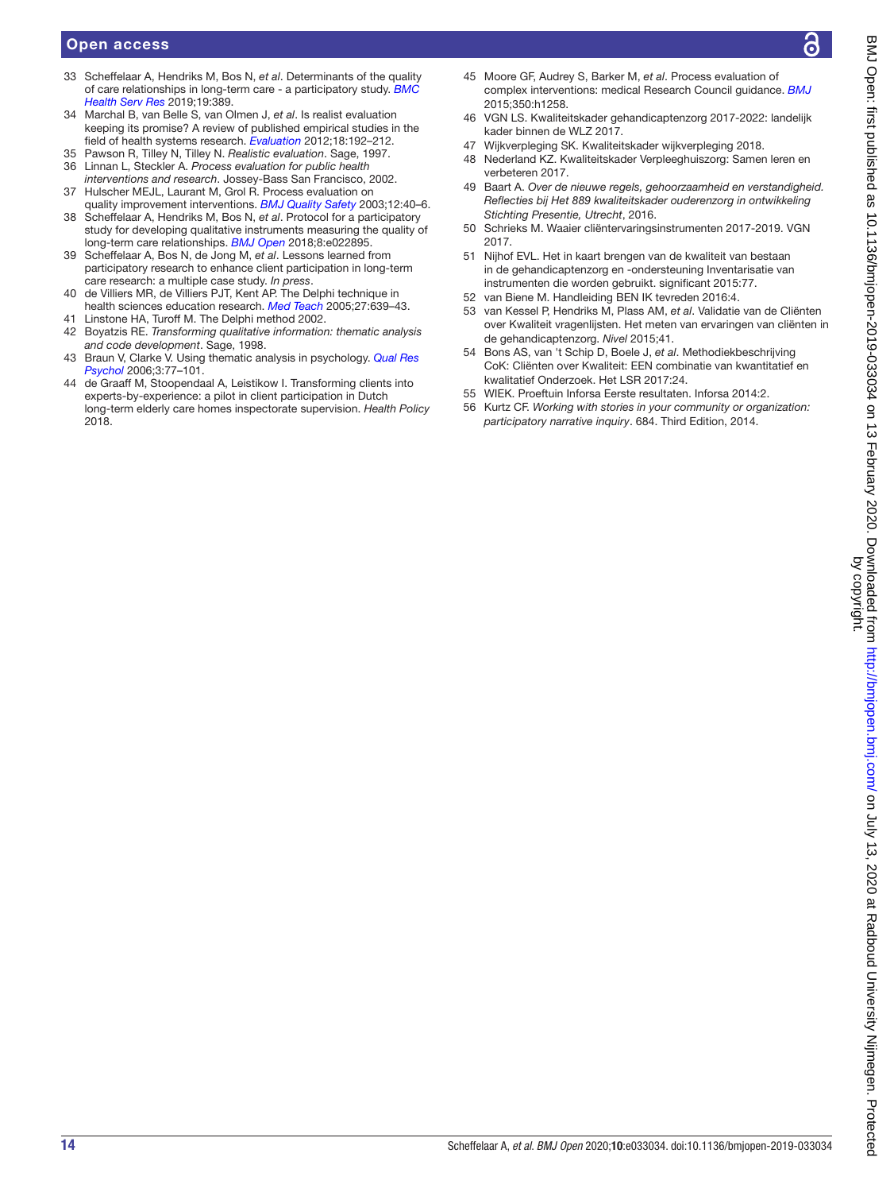33 Scheffelaar A, Hendriks M, Bos N, *et al*. Determinants of the quality of care relationships in long-term care - a participatory study. *BMC Health Serv Res* 2019;19:389.
34 Marchal B, van Belle S, van Olmen J, *et al*. Is realist evaluation keeping its promise? A review of published empirical studies in the field of health systems research. *Evaluation* 2012;18:192–212.
35 Pawson R, Tilley N, Tilley N. *Realistic evaluation*. Sage, 1997.
36 Linnan L, Steckler A. *Process evaluation for public health interventions and research*. Jossey-Bass San Francisco, 2002.
37 Hulscher MEJL, Laurant M, Grol R. Process evaluation on quality improvement interventions. *BMJ Quality Safety* 2003;12:40–6.
38 Scheffelaar A, Hendriks M, Bos N, *et al*. Protocol for a participatory study for developing qualitative instruments measuring the quality of long-term care relationships. *BMJ Open* 2018;8:e022895.
39 Scheffelaar A, Bos N, de Jong M, *et al*. Lessons learned from participatory research to enhance client participation in long-term care research: a multiple case study. *In press*.
40 de Villiers MR, de Villiers PJT, Kent AP. The Delphi technique in health sciences education research. *Med Teach* 2005;27:639–43.
41 Linstone HA, Turoff M. The Delphi method 2002.
42 Boyatzis RE. *Transforming qualitative information: thematic analysis and code development*. Sage, 1998.
43 Braun V, Clarke V. Using thematic analysis in psychology. *Qual Res Psychol* 2006;3:77–101.
44 de Graaff M, Stoopendaal A, Leistikow I. Transforming clients into experts-by-experience: a pilot in client participation in Dutch long-term elderly care homes inspectorate supervision. *Health Policy* 2018.
45 Moore GF, Audrey S, Barker M, *et al*. Process evaluation of complex interventions: medical Research Council guidance. *BMJ* 2015;350:h1258.
46 VGN LS. Kwaliteitskader gehandicaptenzorg 2017-2022: landelijk kader binnen de WLZ 2017.
47 Wijkverpleging SK. Kwaliteitskader wijkverpleging 2018.
48 Nederland KZ. Kwaliteitskader Verpleeghuiszorg: Samen leren en verbeteren 2017.
49 Baart A. *Over de nieuwe regels, gehoorzaamheid en verstandigheid. Reflecties bij Het 889 kwaliteitskader ouderenzorg in ontwikkeling Stichting Presentie, Utrecht*, 2016.
50 Schrieks M. Waaier cliëntervaringsinstrumenten 2017-2019. VGN 2017.
51 Nijhof EVL. Het in kaart brengen van de kwaliteit van bestaan in de gehandicaptenzorg en -ondersteuning Inventarisatie van instrumenten die worden gebruikt. significant 2015:77.
52 van Biene M. Handleiding BEN IK tevreden 2016:4.
53 van Kessel P, Hendriks M, Plass AM, *et al*. Validatie van de Cliënten over Kwaliteit vragenlijsten. Het meten van ervaringen van cliënten in de gehandicaptenzorg. *Nivel* 2015;41.
54 Bons AS, van 't Schip D, Boele J, *et al*. Methodiekbeschrijving CoK: Cliënten over Kwaliteit: EEN combinatie van kwantitatief en kwalitatief Onderzoek. Het LSR 2017:24.
55 WIEK. Proeftuin Inforsa Eerste resultaten. Inforsa 2014:2.
56 Kurtz CF. *Working with stories in your community or organization: participatory narrative inquiry*. 684. Third Edition, 2014.